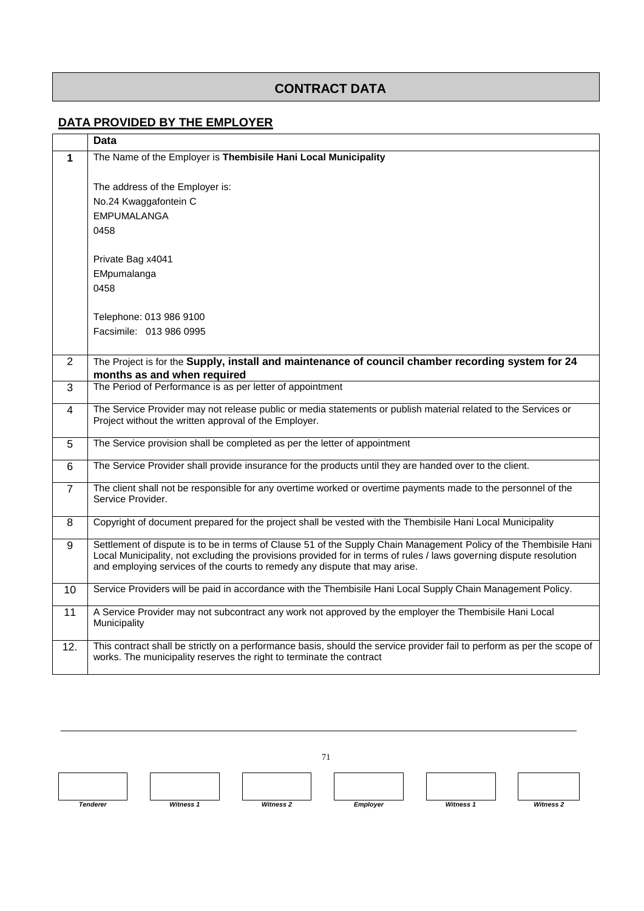# CONTRACT DATA

## DATA PROVIDED BY THE EMPLOYER

| | Data |
|---|---|
| **1** | The Name of the Employer is **Thembisile Hani Local Municipality**<br><br>The address of the Employer is:<br>No.24 Kwaggafontein C<br>EMPUMALANGA<br>0458<br><br>Private Bag x4041<br>EMpumalanga<br>0458<br><br>Telephone: 013 986 9100<br>Facsimile: 013 986 0995 |
| 2 | The Project is for the **Supply, install and maintenance of council chamber recording system for 24 months as and when required** |
| 3 | The Period of Performance is as per letter of appointment |
| 4 | The Service Provider may not release public or media statements or publish material related to the Services or Project without the written approval of the Employer. |
| 5 | The Service provision shall be completed as per the letter of appointment |
| 6 | The Service Provider shall provide insurance for the products until they are handed over to the client. |
| 7 | The client shall not be responsible for any overtime worked or overtime payments made to the personnel of the Service Provider. |
| 8 | Copyright of document prepared for the project shall be vested with the Thembisile Hani Local Municipality |
| 9 | Settlement of dispute is to be in terms of Clause 51 of the Supply Chain Management Policy of the Thembisile Hani Local Municipality, not excluding the provisions provided for in terms of rules / laws governing dispute resolution and employing services of the courts to remedy any dispute that may arise. |
| 10 | Service Providers will be paid in accordance with the Thembisile Hani Local Supply Chain Management Policy. |
| 11 | A Service Provider may not subcontract any work not approved by the employer the Thembisile Hani Local Municipality |
| 12. | This contract shall be strictly on a performance basis, should the service provider fail to perform as per the scope of works. The municipality reserves the right to terminate the contract |

| | | | | | |
|---|---|---|---|---|---|
| *Tenderer* | *Witness 1* | *Witness 2* | *Employer* | *Witness 1* | *Witness 2* |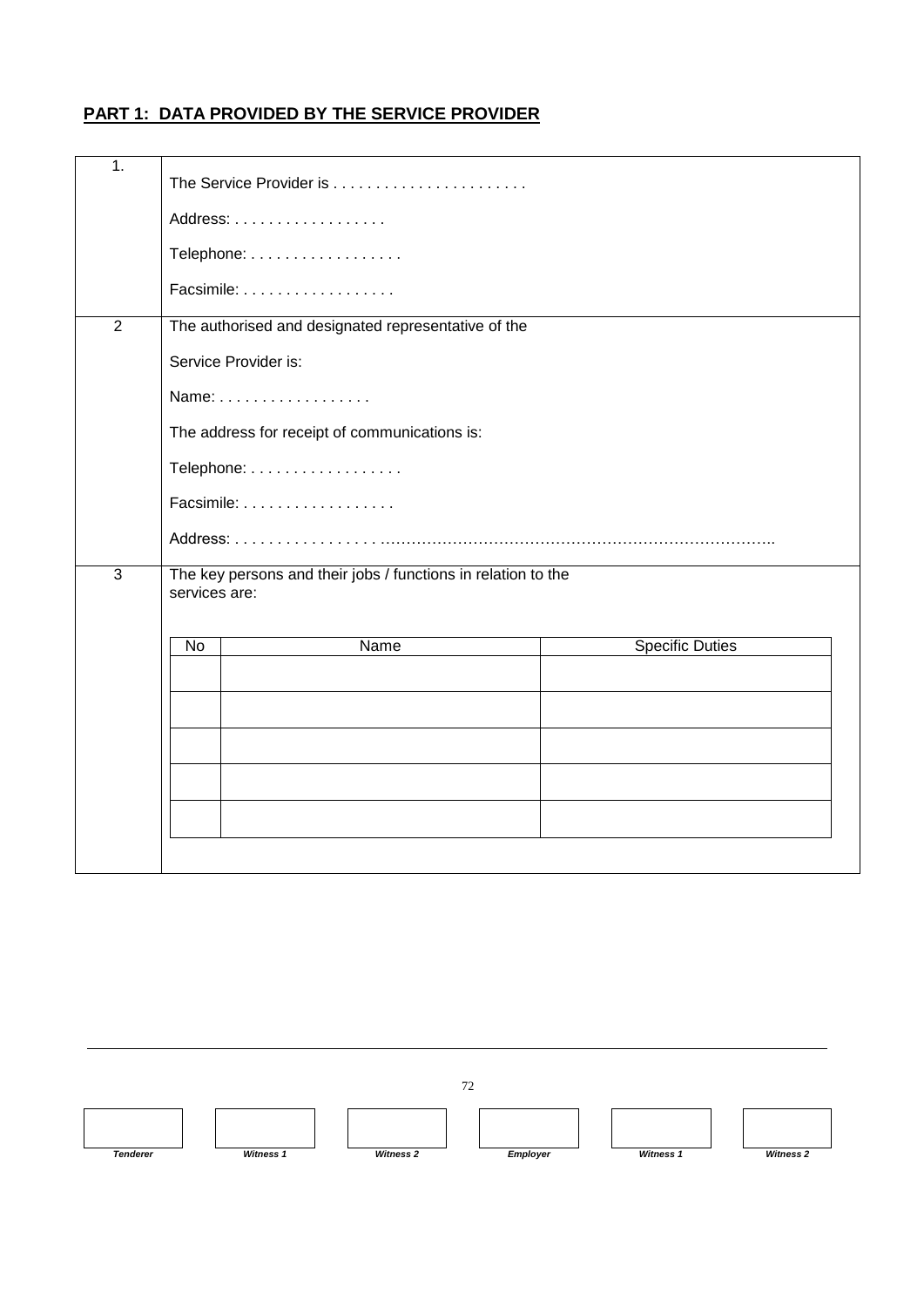## PART 1: DATA PROVIDED BY THE SERVICE PROVIDER

| | |
|---|---|
| 1. | The Service Provider is . . . . . . . . . . . . . . . . . . . . . . .<br><br>Address: . . . . . . . . . . . . . . . . . .<br><br>Telephone: . . . . . . . . . . . . . . . . . .<br><br>Facsimile: . . . . . . . . . . . . . . . . . . |
| 2 | The authorised and designated representative of the<br><br>Service Provider is:<br><br>Name: . . . . . . . . . . . . . . . . . .<br><br>The address for receipt of communications is:<br><br>Telephone: . . . . . . . . . . . . . . . . . .<br><br>Facsimile: . . . . . . . . . . . . . . . . . .<br><br>Address: . . . . . . . . . . . . . . . . . .……………………………………………………………….. |
| 3 | The key persons and their jobs / functions in relation to the services are: |

| No | Name | Specific Duties |
|---|---|---|
| | | |
| | | |
| | | |
| | | |
| | | |

| | | | | | |
|---|---|---|---|---|---|
| | | | | | |
| ***Tenderer*** | ***Witness 1*** | ***Witness 2*** | ***Employer*** | ***Witness 1*** | ***Witness 2*** |